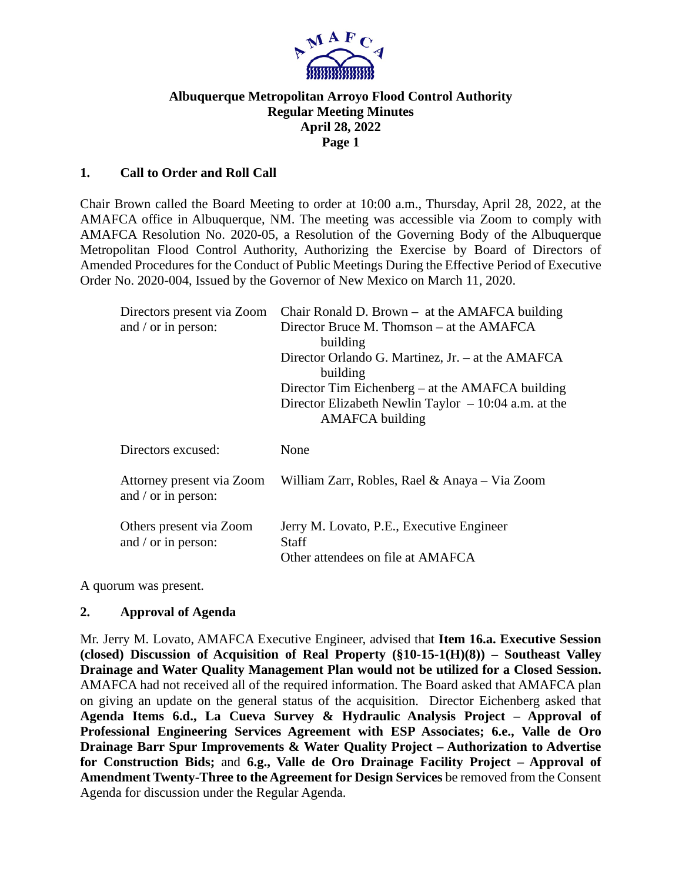# Albuquerque Metropolitan Arroyo Flood Control Authority
## Regular Meeting Minutes
## April 28, 2022

### 1. Call to Order and Roll Call

Chair Brown called the Board Meeting to order at 10:00 a.m., Thursday, April 28, 2022, at the AMAFCA office in Albuquerque, NM. The meeting was accessible via Zoom to comply with AMAFCA Resolution No. 2020-05, a Resolution of the Governing Body of the Albuquerque Metropolitan Flood Control Authority, Authorizing the Exercise by Board of Directors of Amended Procedures for the Conduct of Public Meetings During the Effective Period of Executive Order No. 2020-004, Issued by the Governor of New Mexico on March 11, 2020.

| | |
|---|---|
| Directors present via Zoom and / or in person: | Chair Ronald D. Brown – at the AMAFCA building<br>Director Bruce M. Thomson – at the AMAFCA building<br>Director Orlando G. Martinez, Jr. – at the AMAFCA building<br>Director Tim Eichenberg – at the AMAFCA building<br>Director Elizabeth Newlin Taylor – 10:04 a.m. at the AMAFCA building |
| Directors excused: | None |
| Attorney present via Zoom and / or in person: | William Zarr, Robles, Rael & Anaya – Via Zoom |
| Others present via Zoom and / or in person: | Jerry M. Lovato, P.E., Executive Engineer<br>Staff<br>Other attendees on file at AMAFCA |

A quorum was present.

### 2. Approval of Agenda

Mr. Jerry M. Lovato, AMAFCA Executive Engineer, advised that **Item 16.a. Executive Session (closed) Discussion of Acquisition of Real Property (§10-15-1(H)(8)) – Southeast Valley Drainage and Water Quality Management Plan would not be utilized for a Closed Session.** AMAFCA had not received all of the required information. The Board asked that AMAFCA plan on giving an update on the general status of the acquisition. Director Eichenberg asked that **Agenda Items 6.d., La Cueva Survey & Hydraulic Analysis Project – Approval of Professional Engineering Services Agreement with ESP Associates; 6.e., Valle de Oro Drainage Barr Spur Improvements & Water Quality Project – Authorization to Advertise for Construction Bids;** and **6.g., Valle de Oro Drainage Facility Project – Approval of Amendment Twenty-Three to the Agreement for Design Services** be removed from the Consent Agenda for discussion under the Regular Agenda.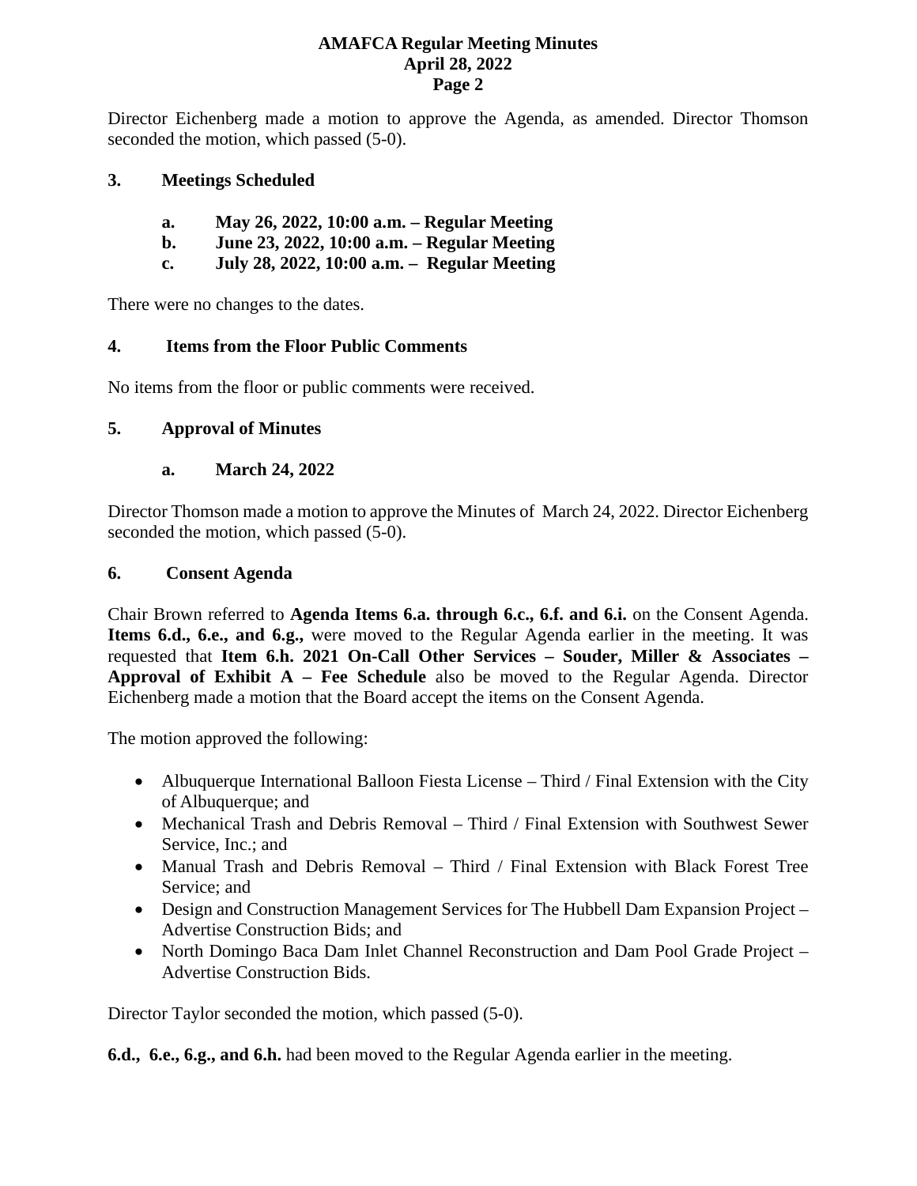Director Eichenberg made a motion to approve the Agenda, as amended. Director Thomson seconded the motion, which passed (5-0).

## 3. Meetings Scheduled

**a. May 26, 2022, 10:00 a.m. – Regular Meeting**
**b. June 23, 2022, 10:00 a.m. – Regular Meeting**
**c. July 28, 2022, 10:00 a.m. – Regular Meeting**

There were no changes to the dates.

## 4. Items from the Floor Public Comments

No items from the floor or public comments were received.

## 5. Approval of Minutes

**a. March 24, 2022**

Director Thomson made a motion to approve the Minutes of March 24, 2022. Director Eichenberg seconded the motion, which passed (5-0).

## 6. Consent Agenda

Chair Brown referred to **Agenda Items 6.a. through 6.c., 6.f. and 6.i.** on the Consent Agenda. **Items 6.d., 6.e., and 6.g.,** were moved to the Regular Agenda earlier in the meeting. It was requested that **Item 6.h. 2021 On-Call Other Services – Souder, Miller & Associates – Approval of Exhibit A – Fee Schedule** also be moved to the Regular Agenda. Director Eichenberg made a motion that the Board accept the items on the Consent Agenda.

The motion approved the following:

- Albuquerque International Balloon Fiesta License – Third / Final Extension with the City of Albuquerque; and
- Mechanical Trash and Debris Removal – Third / Final Extension with Southwest Sewer Service, Inc.; and
- Manual Trash and Debris Removal – Third / Final Extension with Black Forest Tree Service; and
- Design and Construction Management Services for The Hubbell Dam Expansion Project – Advertise Construction Bids; and
- North Domingo Baca Dam Inlet Channel Reconstruction and Dam Pool Grade Project – Advertise Construction Bids.

Director Taylor seconded the motion, which passed (5-0).

**6.d., 6.e., 6.g., and 6.h.** had been moved to the Regular Agenda earlier in the meeting.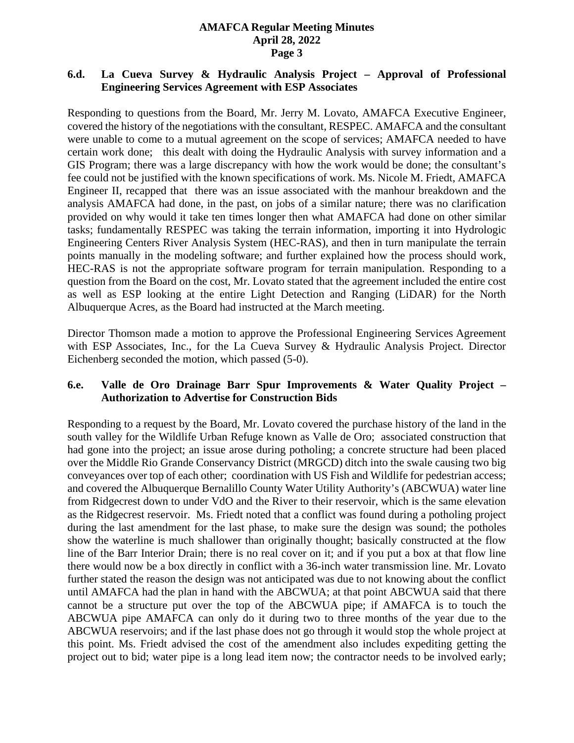### 6.d. La Cueva Survey & Hydraulic Analysis Project – Approval of Professional Engineering Services Agreement with ESP Associates

Responding to questions from the Board, Mr. Jerry M. Lovato, AMAFCA Executive Engineer, covered the history of the negotiations with the consultant, RESPEC. AMAFCA and the consultant were unable to come to a mutual agreement on the scope of services; AMAFCA needed to have certain work done; this dealt with doing the Hydraulic Analysis with survey information and a GIS Program; there was a large discrepancy with how the work would be done; the consultant's fee could not be justified with the known specifications of work. Ms. Nicole M. Friedt, AMAFCA Engineer II, recapped that there was an issue associated with the manhour breakdown and the analysis AMAFCA had done, in the past, on jobs of a similar nature; there was no clarification provided on why would it take ten times longer then what AMAFCA had done on other similar tasks; fundamentally RESPEC was taking the terrain information, importing it into Hydrologic Engineering Centers River Analysis System (HEC-RAS), and then in turn manipulate the terrain points manually in the modeling software; and further explained how the process should work, HEC-RAS is not the appropriate software program for terrain manipulation. Responding to a question from the Board on the cost, Mr. Lovato stated that the agreement included the entire cost as well as ESP looking at the entire Light Detection and Ranging (LiDAR) for the North Albuquerque Acres, as the Board had instructed at the March meeting.

Director Thomson made a motion to approve the Professional Engineering Services Agreement with ESP Associates, Inc., for the La Cueva Survey & Hydraulic Analysis Project. Director Eichenberg seconded the motion, which passed (5-0).

### 6.e. Valle de Oro Drainage Barr Spur Improvements & Water Quality Project – Authorization to Advertise for Construction Bids

Responding to a request by the Board, Mr. Lovato covered the purchase history of the land in the south valley for the Wildlife Urban Refuge known as Valle de Oro; associated construction that had gone into the project; an issue arose during potholing; a concrete structure had been placed over the Middle Rio Grande Conservancy District (MRGCD) ditch into the swale causing two big conveyances over top of each other; coordination with US Fish and Wildlife for pedestrian access; and covered the Albuquerque Bernalillo County Water Utility Authority's (ABCWUA) water line from Ridgecrest down to under VdO and the River to their reservoir, which is the same elevation as the Ridgecrest reservoir. Ms. Friedt noted that a conflict was found during a potholing project during the last amendment for the last phase, to make sure the design was sound; the potholes show the waterline is much shallower than originally thought; basically constructed at the flow line of the Barr Interior Drain; there is no real cover on it; and if you put a box at that flow line there would now be a box directly in conflict with a 36-inch water transmission line. Mr. Lovato further stated the reason the design was not anticipated was due to not knowing about the conflict until AMAFCA had the plan in hand with the ABCWUA; at that point ABCWUA said that there cannot be a structure put over the top of the ABCWUA pipe; if AMAFCA is to touch the ABCWUA pipe AMAFCA can only do it during two to three months of the year due to the ABCWUA reservoirs; and if the last phase does not go through it would stop the whole project at this point. Ms. Friedt advised the cost of the amendment also includes expediting getting the project out to bid; water pipe is a long lead item now; the contractor needs to be involved early;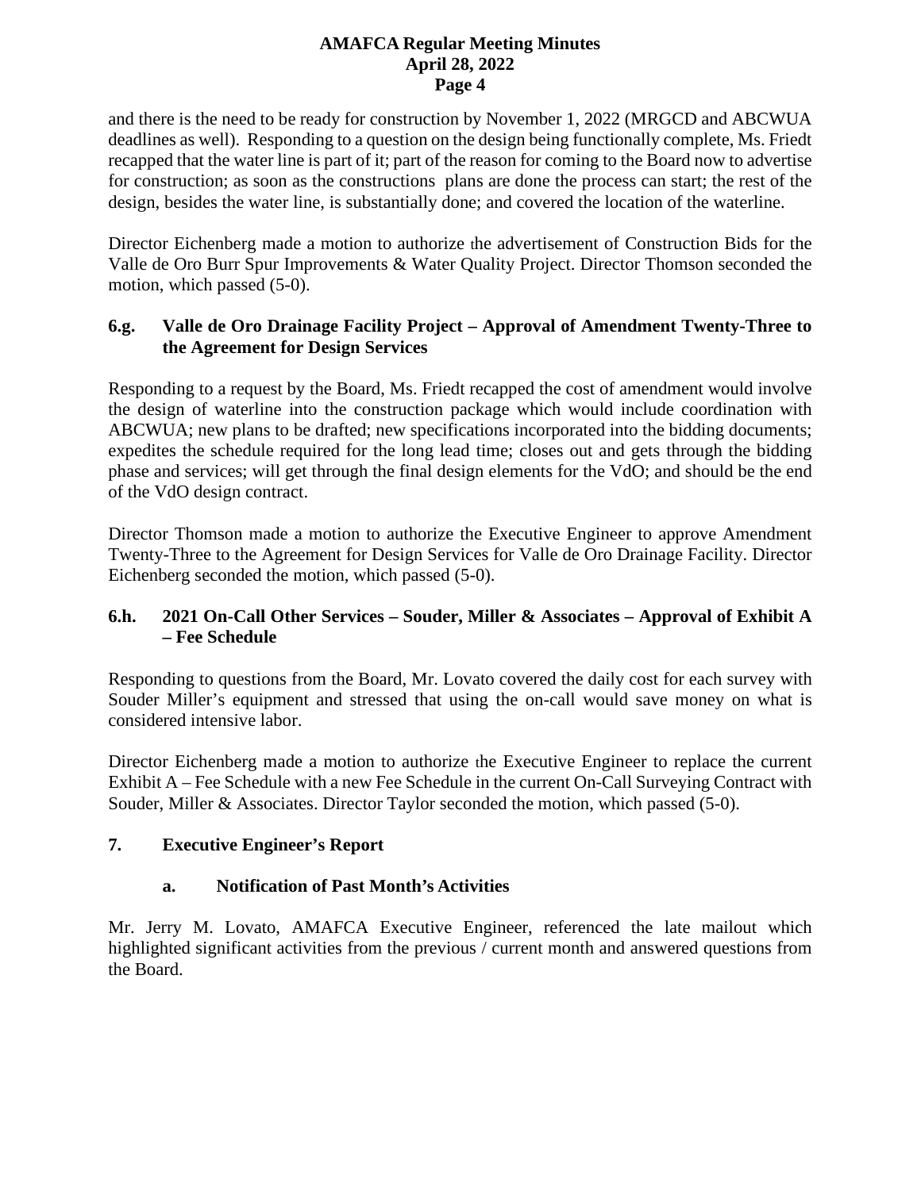and there is the need to be ready for construction by November 1, 2022 (MRGCD and ABCWUA deadlines as well). Responding to a question on the design being functionally complete, Ms. Friedt recapped that the water line is part of it; part of the reason for coming to the Board now to advertise for construction; as soon as the constructions plans are done the process can start; the rest of the design, besides the water line, is substantially done; and covered the location of the waterline.

Director Eichenberg made a motion to authorize the advertisement of Construction Bids for the Valle de Oro Burr Spur Improvements & Water Quality Project. Director Thomson seconded the motion, which passed (5-0).

### 6.g. Valle de Oro Drainage Facility Project – Approval of Amendment Twenty-Three to the Agreement for Design Services

Responding to a request by the Board, Ms. Friedt recapped the cost of amendment would involve the design of waterline into the construction package which would include coordination with ABCWUA; new plans to be drafted; new specifications incorporated into the bidding documents; expedites the schedule required for the long lead time; closes out and gets through the bidding phase and services; will get through the final design elements for the VdO; and should be the end of the VdO design contract.

Director Thomson made a motion to authorize the Executive Engineer to approve Amendment Twenty-Three to the Agreement for Design Services for Valle de Oro Drainage Facility. Director Eichenberg seconded the motion, which passed (5-0).

### 6.h. 2021 On-Call Other Services – Souder, Miller & Associates – Approval of Exhibit A – Fee Schedule

Responding to questions from the Board, Mr. Lovato covered the daily cost for each survey with Souder Miller's equipment and stressed that using the on-call would save money on what is considered intensive labor.

Director Eichenberg made a motion to authorize the Executive Engineer to replace the current Exhibit A – Fee Schedule with a new Fee Schedule in the current On-Call Surveying Contract with Souder, Miller & Associates. Director Taylor seconded the motion, which passed (5-0).

## 7. Executive Engineer's Report

### a. Notification of Past Month's Activities

Mr. Jerry M. Lovato, AMAFCA Executive Engineer, referenced the late mailout which highlighted significant activities from the previous / current month and answered questions from the Board.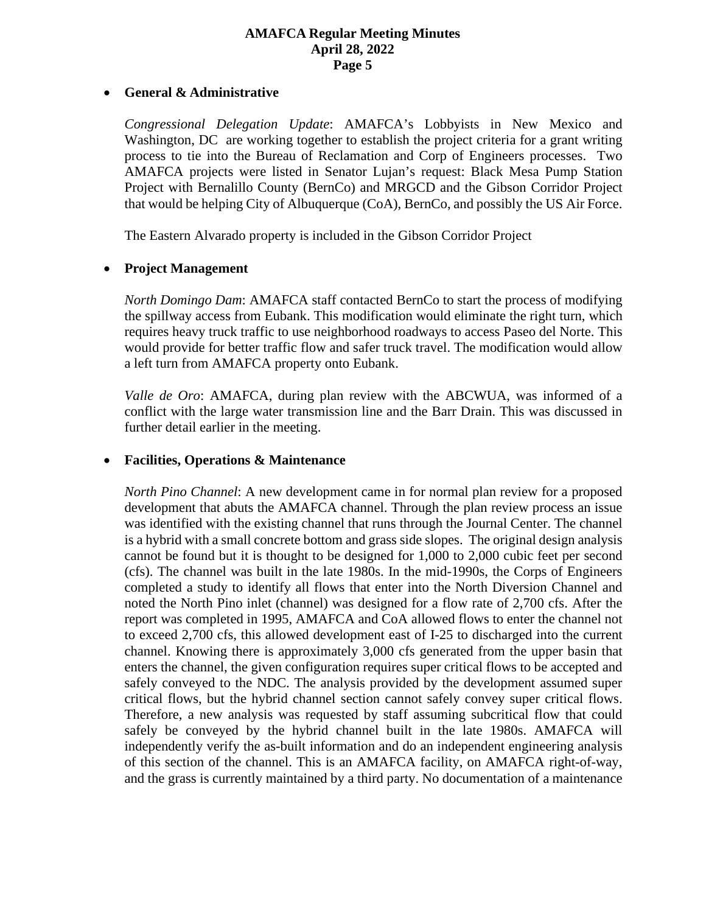- **General & Administrative**

  *Congressional Delegation Update*: AMAFCA's Lobbyists in New Mexico and Washington, DC are working together to establish the project criteria for a grant writing process to tie into the Bureau of Reclamation and Corp of Engineers processes. Two AMAFCA projects were listed in Senator Lujan's request: Black Mesa Pump Station Project with Bernalillo County (BernCo) and MRGCD and the Gibson Corridor Project that would be helping City of Albuquerque (CoA), BernCo, and possibly the US Air Force.

  The Eastern Alvarado property is included in the Gibson Corridor Project

- **Project Management**

  *North Domingo Dam*: AMAFCA staff contacted BernCo to start the process of modifying the spillway access from Eubank. This modification would eliminate the right turn, which requires heavy truck traffic to use neighborhood roadways to access Paseo del Norte. This would provide for better traffic flow and safer truck travel. The modification would allow a left turn from AMAFCA property onto Eubank.

  *Valle de Oro*: AMAFCA, during plan review with the ABCWUA, was informed of a conflict with the large water transmission line and the Barr Drain. This was discussed in further detail earlier in the meeting.

- **Facilities, Operations & Maintenance**

  *North Pino Channel*: A new development came in for normal plan review for a proposed development that abuts the AMAFCA channel. Through the plan review process an issue was identified with the existing channel that runs through the Journal Center. The channel is a hybrid with a small concrete bottom and grass side slopes. The original design analysis cannot be found but it is thought to be designed for 1,000 to 2,000 cubic feet per second (cfs). The channel was built in the late 1980s. In the mid-1990s, the Corps of Engineers completed a study to identify all flows that enter into the North Diversion Channel and noted the North Pino inlet (channel) was designed for a flow rate of 2,700 cfs. After the report was completed in 1995, AMAFCA and CoA allowed flows to enter the channel not to exceed 2,700 cfs, this allowed development east of I-25 to discharged into the current channel. Knowing there is approximately 3,000 cfs generated from the upper basin that enters the channel, the given configuration requires super critical flows to be accepted and safely conveyed to the NDC. The analysis provided by the development assumed super critical flows, but the hybrid channel section cannot safely convey super critical flows. Therefore, a new analysis was requested by staff assuming subcritical flow that could safely be conveyed by the hybrid channel built in the late 1980s. AMAFCA will independently verify the as-built information and do an independent engineering analysis of this section of the channel. This is an AMAFCA facility, on AMAFCA right-of-way, and the grass is currently maintained by a third party. No documentation of a maintenance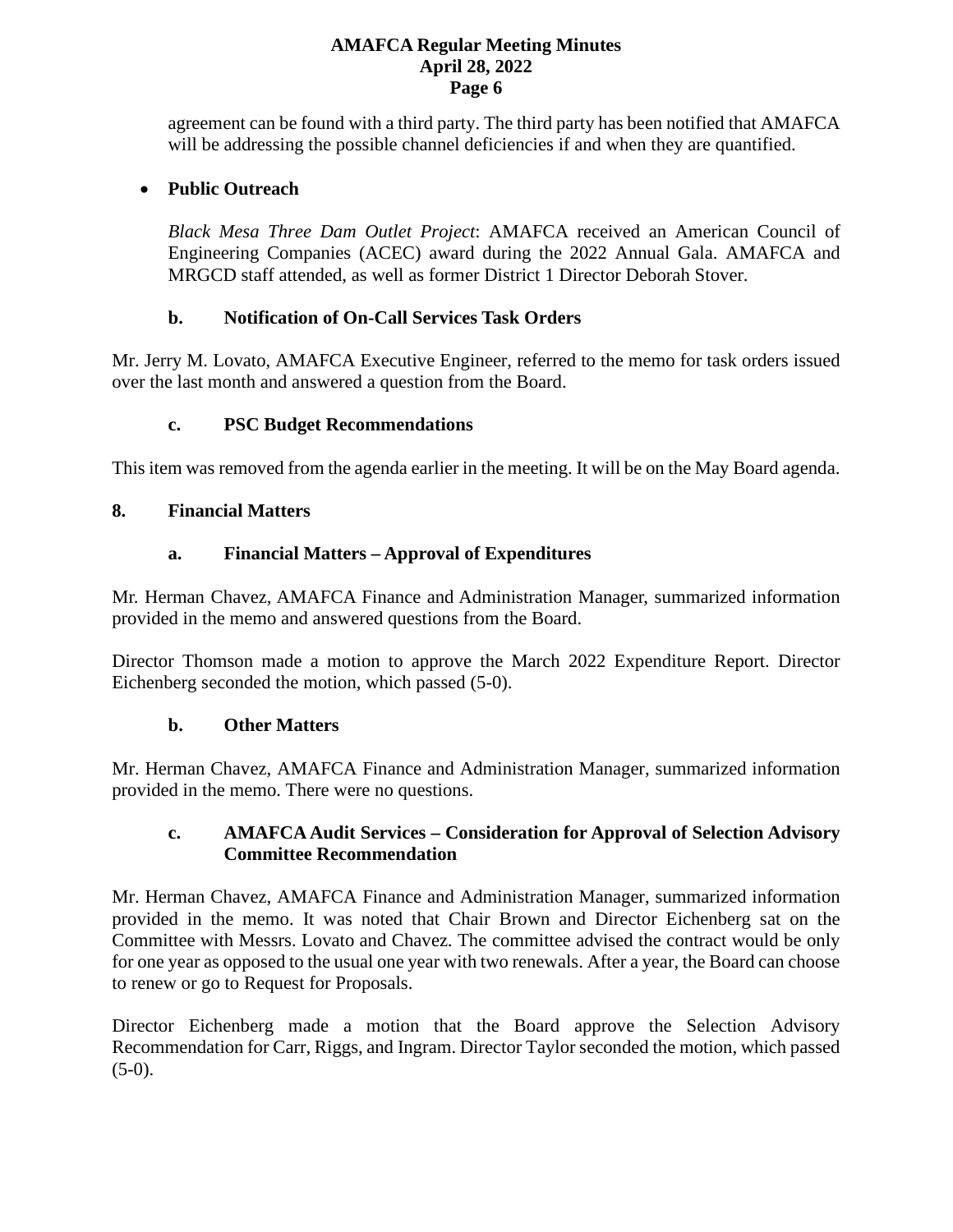agreement can be found with a third party. The third party has been notified that AMAFCA will be addressing the possible channel deficiencies if and when they are quantified.

- **Public Outreach**

  *Black Mesa Three Dam Outlet Project*: AMAFCA received an American Council of Engineering Companies (ACEC) award during the 2022 Annual Gala. AMAFCA and MRGCD staff attended, as well as former District 1 Director Deborah Stover.

### b. Notification of On-Call Services Task Orders

Mr. Jerry M. Lovato, AMAFCA Executive Engineer, referred to the memo for task orders issued over the last month and answered a question from the Board.

### c. PSC Budget Recommendations

This item was removed from the agenda earlier in the meeting. It will be on the May Board agenda.

## 8. Financial Matters

### a. Financial Matters – Approval of Expenditures

Mr. Herman Chavez, AMAFCA Finance and Administration Manager, summarized information provided in the memo and answered questions from the Board.

Director Thomson made a motion to approve the March 2022 Expenditure Report. Director Eichenberg seconded the motion, which passed (5-0).

### b. Other Matters

Mr. Herman Chavez, AMAFCA Finance and Administration Manager, summarized information provided in the memo. There were no questions.

### c. AMAFCA Audit Services – Consideration for Approval of Selection Advisory Committee Recommendation

Mr. Herman Chavez, AMAFCA Finance and Administration Manager, summarized information provided in the memo. It was noted that Chair Brown and Director Eichenberg sat on the Committee with Messrs. Lovato and Chavez. The committee advised the contract would be only for one year as opposed to the usual one year with two renewals. After a year, the Board can choose to renew or go to Request for Proposals.

Director Eichenberg made a motion that the Board approve the Selection Advisory Recommendation for Carr, Riggs, and Ingram. Director Taylor seconded the motion, which passed (5-0).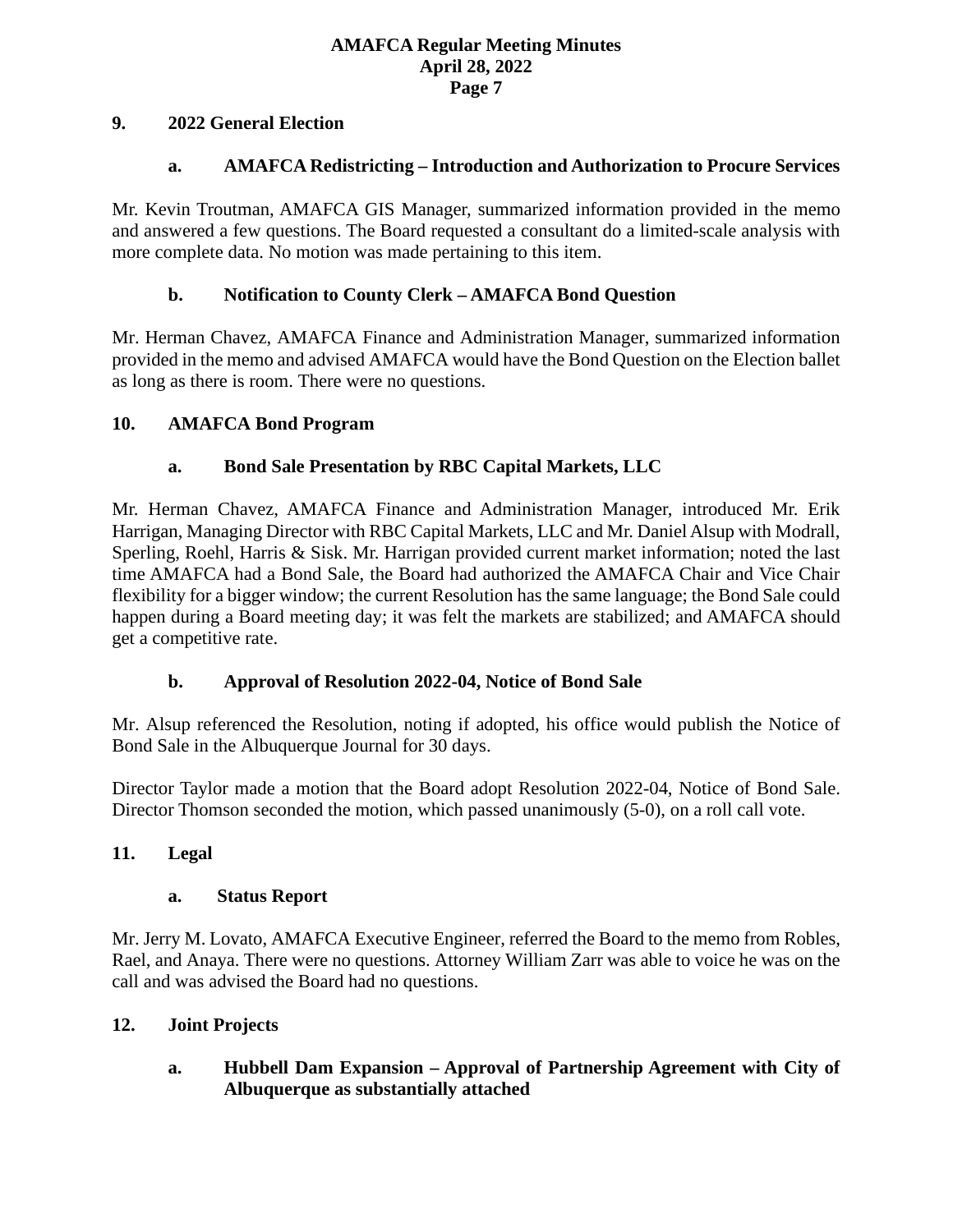## 9. 2022 General Election

### a. AMAFCA Redistricting – Introduction and Authorization to Procure Services

Mr. Kevin Troutman, AMAFCA GIS Manager, summarized information provided in the memo and answered a few questions. The Board requested a consultant do a limited-scale analysis with more complete data. No motion was made pertaining to this item.

### b. Notification to County Clerk – AMAFCA Bond Question

Mr. Herman Chavez, AMAFCA Finance and Administration Manager, summarized information provided in the memo and advised AMAFCA would have the Bond Question on the Election ballet as long as there is room. There were no questions.

## 10. AMAFCA Bond Program

### a. Bond Sale Presentation by RBC Capital Markets, LLC

Mr. Herman Chavez, AMAFCA Finance and Administration Manager, introduced Mr. Erik Harrigan, Managing Director with RBC Capital Markets, LLC and Mr. Daniel Alsup with Modrall, Sperling, Roehl, Harris & Sisk. Mr. Harrigan provided current market information; noted the last time AMAFCA had a Bond Sale, the Board had authorized the AMAFCA Chair and Vice Chair flexibility for a bigger window; the current Resolution has the same language; the Bond Sale could happen during a Board meeting day; it was felt the markets are stabilized; and AMAFCA should get a competitive rate.

### b. Approval of Resolution 2022-04, Notice of Bond Sale

Mr. Alsup referenced the Resolution, noting if adopted, his office would publish the Notice of Bond Sale in the Albuquerque Journal for 30 days.

Director Taylor made a motion that the Board adopt Resolution 2022-04, Notice of Bond Sale. Director Thomson seconded the motion, which passed unanimously (5-0), on a roll call vote.

## 11. Legal

### a. Status Report

Mr. Jerry M. Lovato, AMAFCA Executive Engineer, referred the Board to the memo from Robles, Rael, and Anaya. There were no questions. Attorney William Zarr was able to voice he was on the call and was advised the Board had no questions.

## 12. Joint Projects

### a. Hubbell Dam Expansion – Approval of Partnership Agreement with City of Albuquerque as substantially attached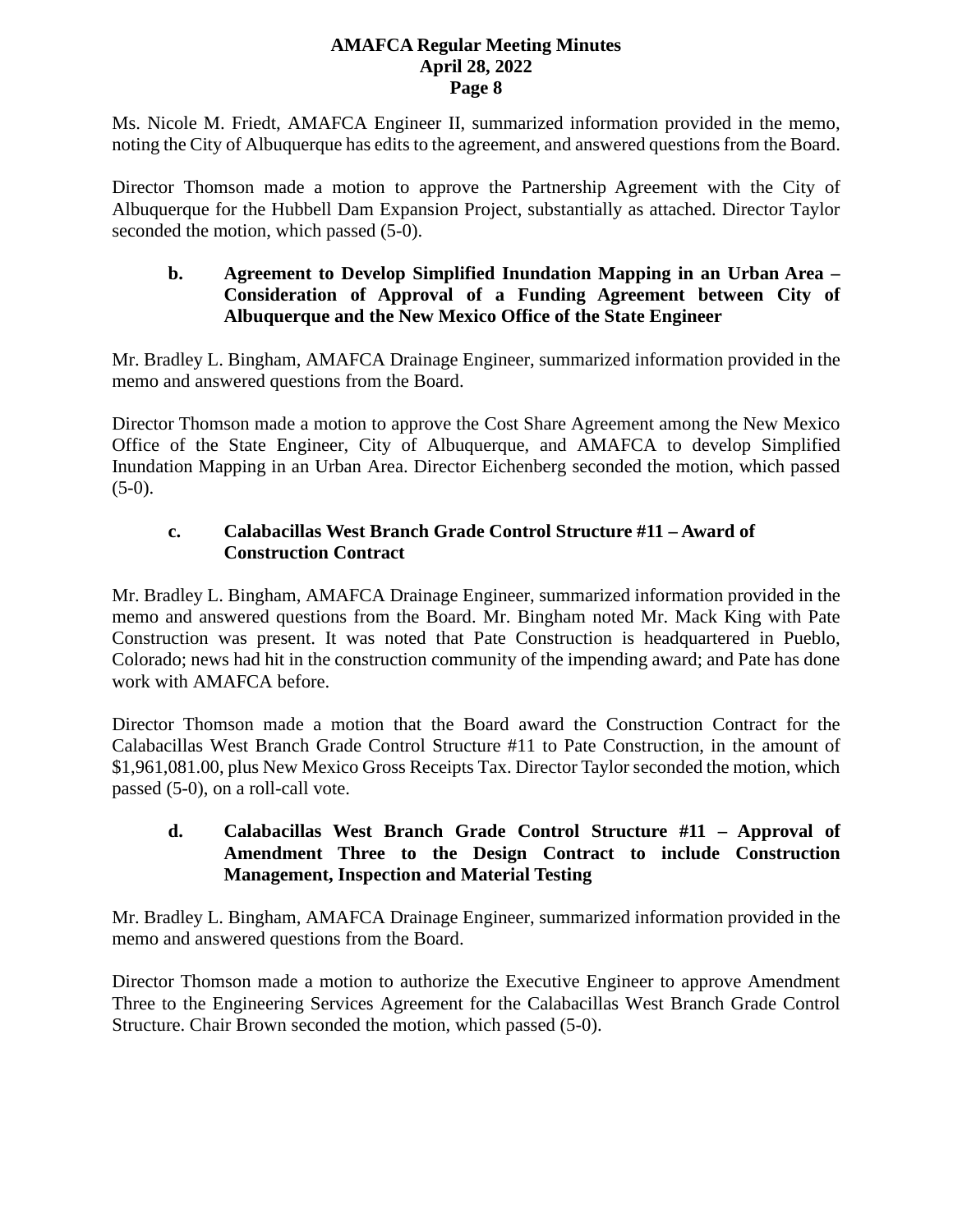Ms. Nicole M. Friedt, AMAFCA Engineer II, summarized information provided in the memo, noting the City of Albuquerque has edits to the agreement, and answered questions from the Board.

Director Thomson made a motion to approve the Partnership Agreement with the City of Albuquerque for the Hubbell Dam Expansion Project, substantially as attached. Director Taylor seconded the motion, which passed (5-0).

**b. Agreement to Develop Simplified Inundation Mapping in an Urban Area – Consideration of Approval of a Funding Agreement between City of Albuquerque and the New Mexico Office of the State Engineer**

Mr. Bradley L. Bingham, AMAFCA Drainage Engineer, summarized information provided in the memo and answered questions from the Board.

Director Thomson made a motion to approve the Cost Share Agreement among the New Mexico Office of the State Engineer, City of Albuquerque, and AMAFCA to develop Simplified Inundation Mapping in an Urban Area. Director Eichenberg seconded the motion, which passed (5-0).

**c. Calabacillas West Branch Grade Control Structure #11 – Award of Construction Contract**

Mr. Bradley L. Bingham, AMAFCA Drainage Engineer, summarized information provided in the memo and answered questions from the Board. Mr. Bingham noted Mr. Mack King with Pate Construction was present. It was noted that Pate Construction is headquartered in Pueblo, Colorado; news had hit in the construction community of the impending award; and Pate has done work with AMAFCA before.

Director Thomson made a motion that the Board award the Construction Contract for the Calabacillas West Branch Grade Control Structure #11 to Pate Construction, in the amount of $1,961,081.00, plus New Mexico Gross Receipts Tax. Director Taylor seconded the motion, which passed (5-0), on a roll-call vote.

**d. Calabacillas West Branch Grade Control Structure #11 – Approval of Amendment Three to the Design Contract to include Construction Management, Inspection and Material Testing**

Mr. Bradley L. Bingham, AMAFCA Drainage Engineer, summarized information provided in the memo and answered questions from the Board.

Director Thomson made a motion to authorize the Executive Engineer to approve Amendment Three to the Engineering Services Agreement for the Calabacillas West Branch Grade Control Structure. Chair Brown seconded the motion, which passed (5-0).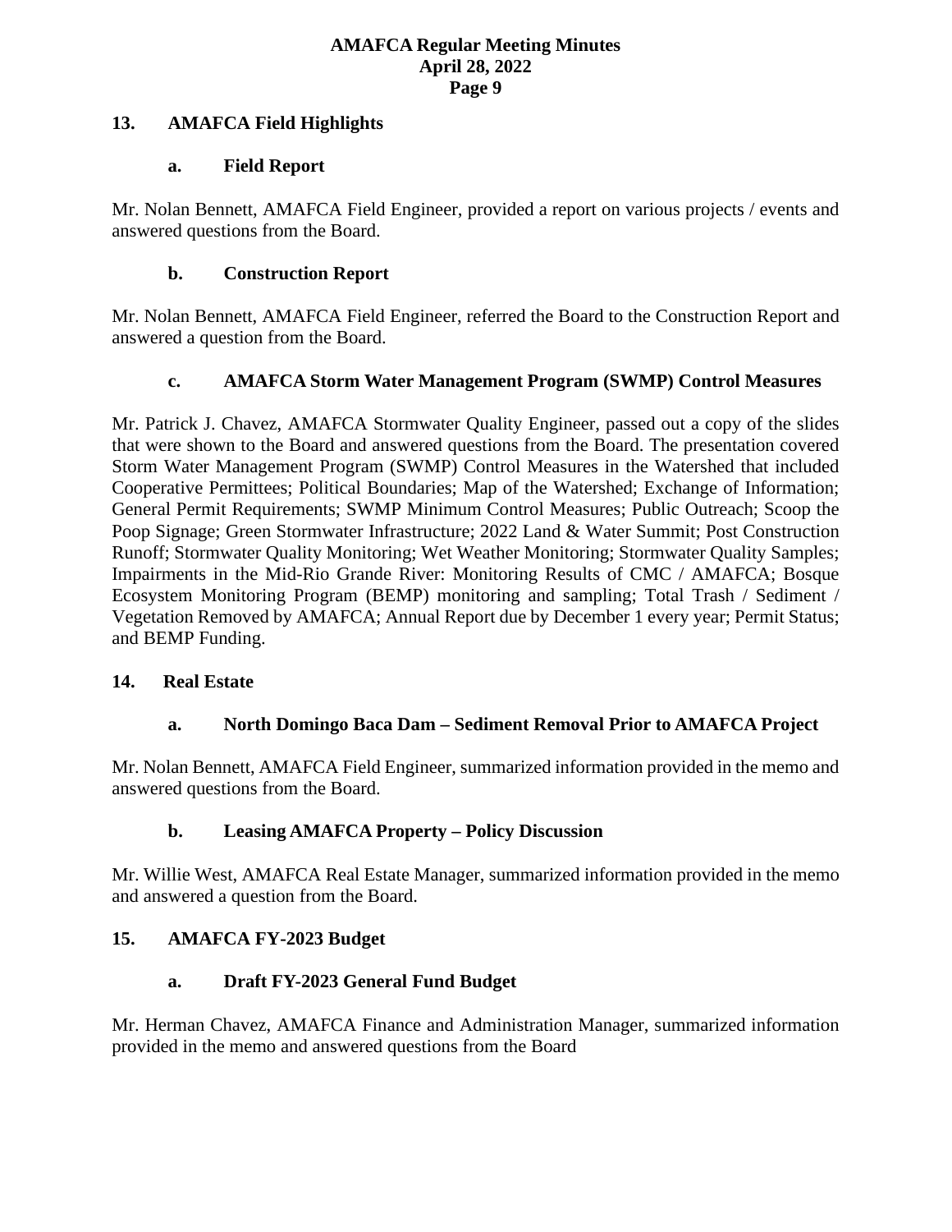## 13. AMAFCA Field Highlights

### a. Field Report

Mr. Nolan Bennett, AMAFCA Field Engineer, provided a report on various projects / events and answered questions from the Board.

### b. Construction Report

Mr. Nolan Bennett, AMAFCA Field Engineer, referred the Board to the Construction Report and answered a question from the Board.

### c. AMAFCA Storm Water Management Program (SWMP) Control Measures

Mr. Patrick J. Chavez, AMAFCA Stormwater Quality Engineer, passed out a copy of the slides that were shown to the Board and answered questions from the Board. The presentation covered Storm Water Management Program (SWMP) Control Measures in the Watershed that included Cooperative Permittees; Political Boundaries; Map of the Watershed; Exchange of Information; General Permit Requirements; SWMP Minimum Control Measures; Public Outreach; Scoop the Poop Signage; Green Stormwater Infrastructure; 2022 Land & Water Summit; Post Construction Runoff; Stormwater Quality Monitoring; Wet Weather Monitoring; Stormwater Quality Samples; Impairments in the Mid-Rio Grande River: Monitoring Results of CMC / AMAFCA; Bosque Ecosystem Monitoring Program (BEMP) monitoring and sampling; Total Trash / Sediment / Vegetation Removed by AMAFCA; Annual Report due by December 1 every year; Permit Status; and BEMP Funding.

## 14. Real Estate

### a. North Domingo Baca Dam – Sediment Removal Prior to AMAFCA Project

Mr. Nolan Bennett, AMAFCA Field Engineer, summarized information provided in the memo and answered questions from the Board.

### b. Leasing AMAFCA Property – Policy Discussion

Mr. Willie West, AMAFCA Real Estate Manager, summarized information provided in the memo and answered a question from the Board.

## 15. AMAFCA FY-2023 Budget

### a. Draft FY-2023 General Fund Budget

Mr. Herman Chavez, AMAFCA Finance and Administration Manager, summarized information provided in the memo and answered questions from the Board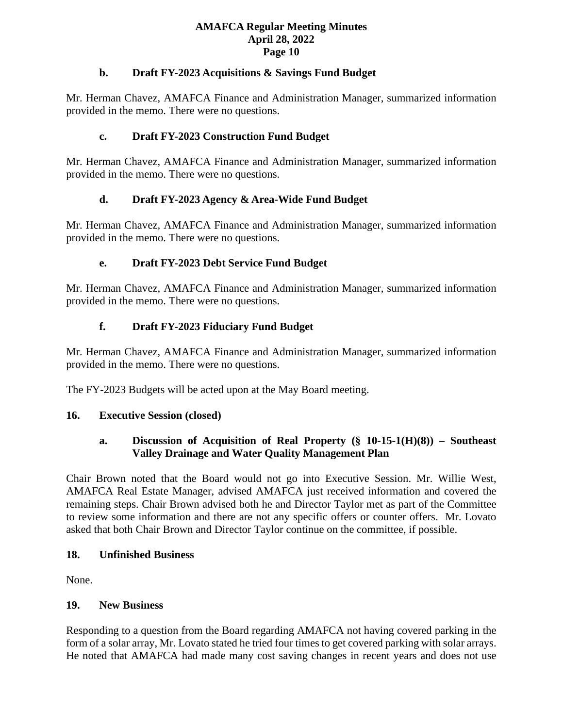### b. Draft FY-2023 Acquisitions & Savings Fund Budget

Mr. Herman Chavez, AMAFCA Finance and Administration Manager, summarized information provided in the memo. There were no questions.

### c. Draft FY-2023 Construction Fund Budget

Mr. Herman Chavez, AMAFCA Finance and Administration Manager, summarized information provided in the memo. There were no questions.

### d. Draft FY-2023 Agency & Area-Wide Fund Budget

Mr. Herman Chavez, AMAFCA Finance and Administration Manager, summarized information provided in the memo. There were no questions.

### e. Draft FY-2023 Debt Service Fund Budget

Mr. Herman Chavez, AMAFCA Finance and Administration Manager, summarized information provided in the memo. There were no questions.

### f. Draft FY-2023 Fiduciary Fund Budget

Mr. Herman Chavez, AMAFCA Finance and Administration Manager, summarized information provided in the memo. There were no questions.

The FY-2023 Budgets will be acted upon at the May Board meeting.

## 16. Executive Session (closed)

### a. Discussion of Acquisition of Real Property (§ 10-15-1(H)(8)) – Southeast Valley Drainage and Water Quality Management Plan

Chair Brown noted that the Board would not go into Executive Session. Mr. Willie West, AMAFCA Real Estate Manager, advised AMAFCA just received information and covered the remaining steps. Chair Brown advised both he and Director Taylor met as part of the Committee to review some information and there are not any specific offers or counter offers. Mr. Lovato asked that both Chair Brown and Director Taylor continue on the committee, if possible.

## 18. Unfinished Business

None.

## 19. New Business

Responding to a question from the Board regarding AMAFCA not having covered parking in the form of a solar array, Mr. Lovato stated he tried four times to get covered parking with solar arrays. He noted that AMAFCA had made many cost saving changes in recent years and does not use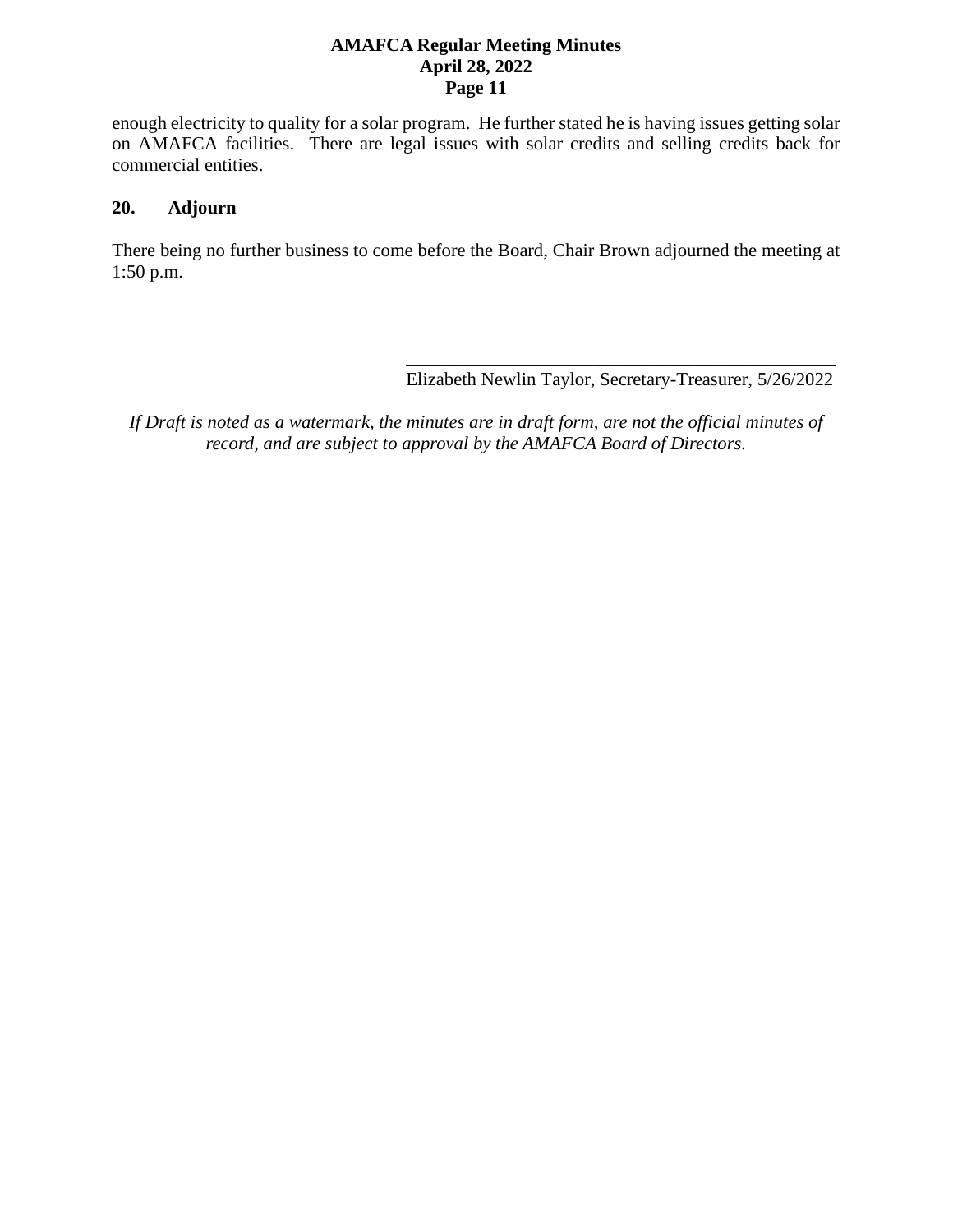enough electricity to quality for a solar program. He further stated he is having issues getting solar on AMAFCA facilities. There are legal issues with solar credits and selling credits back for commercial entities.

## 20. Adjourn

There being no further business to come before the Board, Chair Brown adjourned the meeting at 1:50 p.m.

\_\_\_\_\_\_\_\_\_\_\_\_\_\_\_\_\_\_\_\_\_\_\_\_\_\_\_\_\_\_\_\_\_\_\_\_\_\_\_\_\_\_\_\_\_\_\_

Elizabeth Newlin Taylor, Secretary-Treasurer, 5/26/2022

*If Draft is noted as a watermark, the minutes are in draft form, are not the official minutes of record, and are subject to approval by the AMAFCA Board of Directors.*